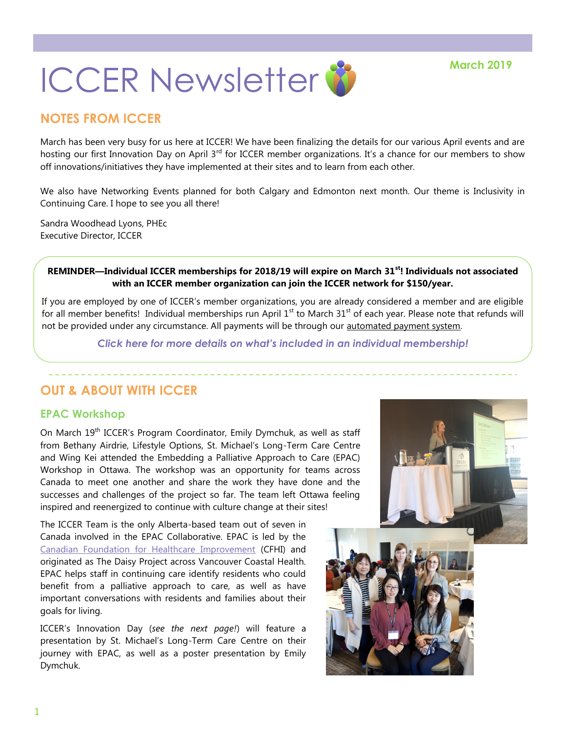# ICCER Newsletter

**March 2019**

## NOTES FROM ICCER

March has been very busy for us here at ICCER! We have been finalizing the details for our various April events and are hosting our first Innovation Day on April 3rd for ICCER member organizations. It's a chance for our members to show off innovations/initiatives they have implemented at their sites and to learn from each other.

We also have Networking Events planned for both Calgary and Edmonton next month. Our theme is Inclusivity in Continuing Care. I hope to see you all there!

Sandra Woodhead Lyons, PHEc
Executive Director, ICCER

**REMINDER—Individual ICCER memberships for 2018/19 will expire on March 31st! Individuals not associated with an ICCER member organization can join the ICCER network for $150/year.**

If you are employed by one of ICCER's member organizations, you are already considered a member and are eligible for all member benefits! Individual memberships run April 1st to March 31st of each year. Please note that refunds will not be provided under any circumstance. All payments will be through our automated payment system.

***Click here for more details on what's included in an individual membership!***

## OUT & ABOUT WITH ICCER

### EPAC Workshop

On March 19th ICCER's Program Coordinator, Emily Dymchuk, as well as staff from Bethany Airdrie, Lifestyle Options, St. Michael's Long-Term Care Centre and Wing Kei attended the Embedding a Palliative Approach to Care (EPAC) Workshop in Ottawa. The workshop was an opportunity for teams across Canada to meet one another and share the work they have done and the successes and challenges of the project so far. The team left Ottawa feeling inspired and reenergized to continue with culture change at their sites!

The ICCER Team is the only Alberta-based team out of seven in Canada involved in the EPAC Collaborative. EPAC is led by the Canadian Foundation for Healthcare Improvement (CFHI) and originated as The Daisy Project across Vancouver Coastal Health. EPAC helps staff in continuing care identify residents who could benefit from a palliative approach to care, as well as have important conversations with residents and families about their goals for living.

ICCER's Innovation Day (*see the next page!*) will feature a presentation by St. Michael's Long-Term Care Centre on their journey with EPAC, as well as a poster presentation by Emily Dymchuk.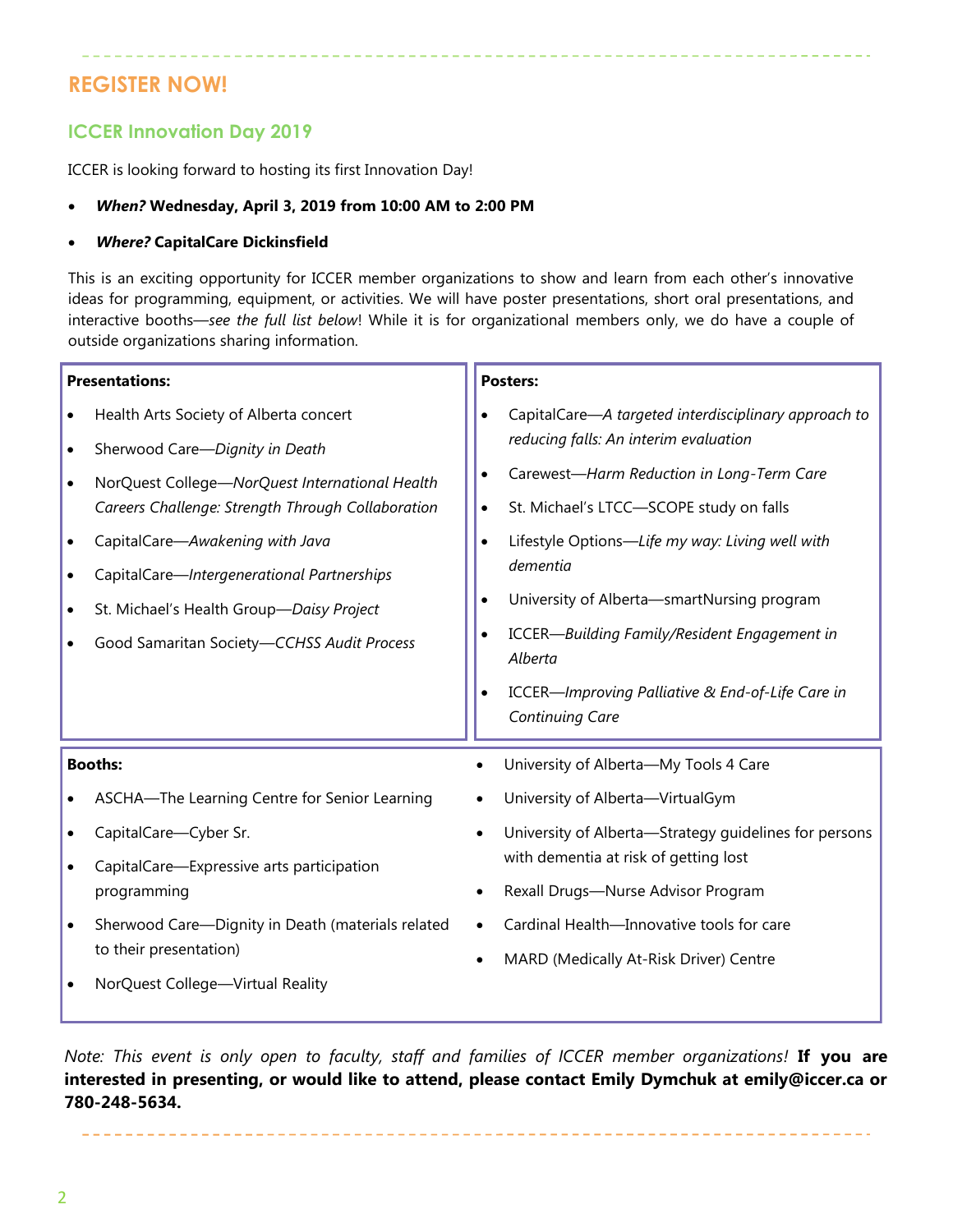## REGISTER NOW!

### ICCER Innovation Day 2019

ICCER is looking forward to hosting its first Innovation Day!

- ***When?* Wednesday, April 3, 2019 from 10:00 AM to 2:00 PM**
- ***Where?* CapitalCare Dickinsfield**

This is an exciting opportunity for ICCER member organizations to show and learn from each other's innovative ideas for programming, equipment, or activities. We will have poster presentations, short oral presentations, and interactive booths—*see the full list below*! While it is for organizational members only, we do have a couple of outside organizations sharing information.

**Presentations:**

- Health Arts Society of Alberta concert
- Sherwood Care—*Dignity in Death*
- NorQuest College—*NorQuest International Health Careers Challenge: Strength Through Collaboration*
- CapitalCare—*Awakening with Java*
- CapitalCare—*Intergenerational Partnerships*
- St. Michael's Health Group—*Daisy Project*
- Good Samaritan Society—*CCHSS Audit Process*

**Posters:**

- CapitalCare—*A targeted interdisciplinary approach to reducing falls: An interim evaluation*
- Carewest—*Harm Reduction in Long-Term Care*
- St. Michael's LTCC—SCOPE study on falls
- Lifestyle Options—*Life my way: Living well with dementia*
- University of Alberta—smartNursing program
- ICCER—*Building Family/Resident Engagement in Alberta*
- ICCER—*Improving Palliative & End-of-Life Care in Continuing Care*

**Booths:**

- ASCHA—The Learning Centre for Senior Learning
- CapitalCare—Cyber Sr.
- CapitalCare—Expressive arts participation programming
- Sherwood Care—Dignity in Death (materials related to their presentation)
- NorQuest College—Virtual Reality
- University of Alberta—My Tools 4 Care
- University of Alberta—VirtualGym
- University of Alberta—Strategy guidelines for persons with dementia at risk of getting lost
- Rexall Drugs—Nurse Advisor Program
- Cardinal Health—Innovative tools for care
- MARD (Medically At-Risk Driver) Centre

*Note: This event is only open to faculty, staff and families of ICCER member organizations!* **If you are interested in presenting, or would like to attend, please contact Emily Dymchuk at emily@iccer.ca or 780-248-5634.**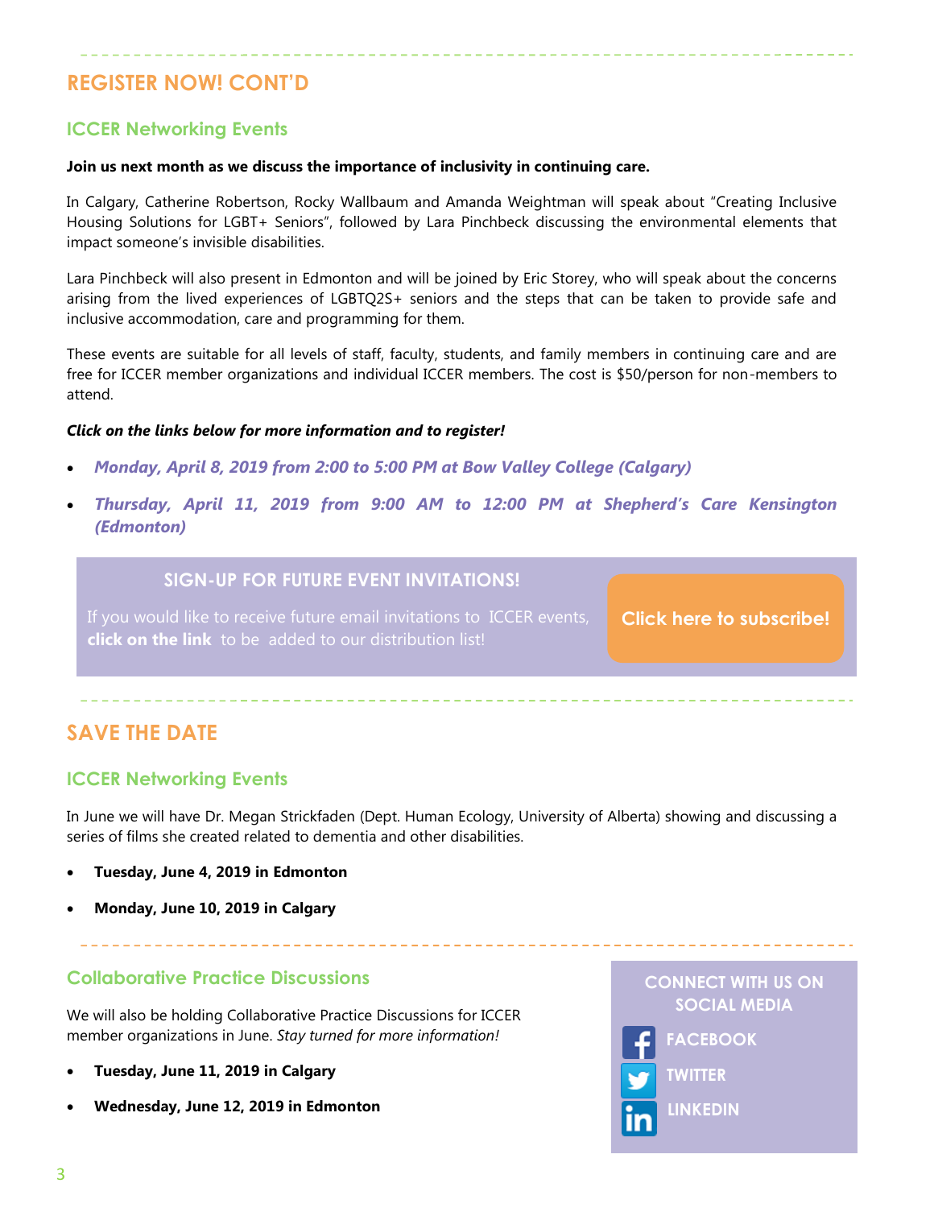## REGISTER NOW! CONT'D

### ICCER Networking Events

**Join us next month as we discuss the importance of inclusivity in continuing care.**

In Calgary, Catherine Robertson, Rocky Wallbaum and Amanda Weightman will speak about "Creating Inclusive Housing Solutions for LGBT+ Seniors", followed by Lara Pinchbeck discussing the environmental elements that impact someone's invisible disabilities.

Lara Pinchbeck will also present in Edmonton and will be joined by Eric Storey, who will speak about the concerns arising from the lived experiences of LGBTQ2S+ seniors and the steps that can be taken to provide safe and inclusive accommodation, care and programming for them.

These events are suitable for all levels of staff, faculty, students, and family members in continuing care and are free for ICCER member organizations and individual ICCER members. The cost is $50/person for non-members to attend.

***Click on the links below for more information and to register!***

- ***Monday, April 8, 2019 from 2:00 to 5:00 PM at Bow Valley College (Calgary)***
- ***Thursday, April 11, 2019 from 9:00 AM to 12:00 PM at Shepherd's Care Kensington (Edmonton)***

**SIGN-UP FOR FUTURE EVENT INVITATIONS!**

If you would like to receive future email invitations to ICCER events, **click on the link** to be added to our distribution list!

**Click here to subscribe!**

## SAVE THE DATE

### ICCER Networking Events

In June we will have Dr. Megan Strickfaden (Dept. Human Ecology, University of Alberta) showing and discussing a series of films she created related to dementia and other disabilities.

- **Tuesday, June 4, 2019 in Edmonton**
- **Monday, June 10, 2019 in Calgary**

### Collaborative Practice Discussions

We will also be holding Collaborative Practice Discussions for ICCER member organizations in June. *Stay turned for more information!*

- **Tuesday, June 11, 2019 in Calgary**
- **Wednesday, June 12, 2019 in Edmonton**

**CONNECT WITH US ON SOCIAL MEDIA**

FACEBOOK

TWITTER

LINKEDIN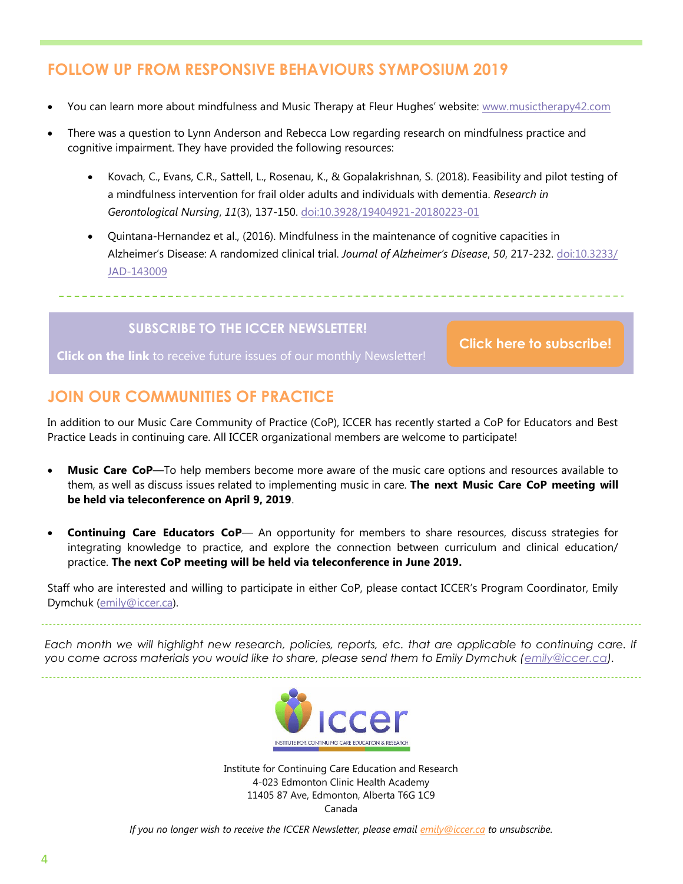## FOLLOW UP FROM RESPONSIVE BEHAVIOURS SYMPOSIUM 2019

- You can learn more about mindfulness and Music Therapy at Fleur Hughes' website: www.musictherapy42.com
- There was a question to Lynn Anderson and Rebecca Low regarding research on mindfulness practice and cognitive impairment. They have provided the following resources:
  - Kovach, C., Evans, C.R., Sattell, L., Rosenau, K., & Gopalakrishnan, S. (2018). Feasibility and pilot testing of a mindfulness intervention for frail older adults and individuals with dementia. *Research in Gerontological Nursing*, *11*(3), 137-150. doi:10.3928/19404921-20180223-01
  - Quintana-Hernandez et al., (2016). Mindfulness in the maintenance of cognitive capacities in Alzheimer's Disease: A randomized clinical trial. *Journal of Alzheimer's Disease*, *50*, 217-232. doi:10.3233/JAD-143009

**SUBSCRIBE TO THE ICCER NEWSLETTER!**

**Click on the link** to receive future issues of our monthly Newsletter!

**Click here to subscribe!**

## JOIN OUR COMMUNITIES OF PRACTICE

In addition to our Music Care Community of Practice (CoP), ICCER has recently started a CoP for Educators and Best Practice Leads in continuing care. All ICCER organizational members are welcome to participate!

- **Music Care CoP**—To help members become more aware of the music care options and resources available to them, as well as discuss issues related to implementing music in care. **The next Music Care CoP meeting will be held via teleconference on April 9, 2019**.
- **Continuing Care Educators CoP**— An opportunity for members to share resources, discuss strategies for integrating knowledge to practice, and explore the connection between curriculum and clinical education/ practice. **The next CoP meeting will be held via teleconference in June 2019.**

Staff who are interested and willing to participate in either CoP, please contact ICCER's Program Coordinator, Emily Dymchuk (emily@iccer.ca).

*Each month we will highlight new research, policies, reports, etc. that are applicable to continuing care. If you come across materials you would like to share, please send them to Emily Dymchuk (emily@iccer.ca).*

iccer
INSTITUTE FOR CONTINUING CARE EDUCATION & RESEARCH

Institute for Continuing Care Education and Research
4-023 Edmonton Clinic Health Academy
11405 87 Ave, Edmonton, Alberta T6G 1C9
Canada

*If you no longer wish to receive the ICCER Newsletter, please email emily@iccer.ca to unsubscribe.*